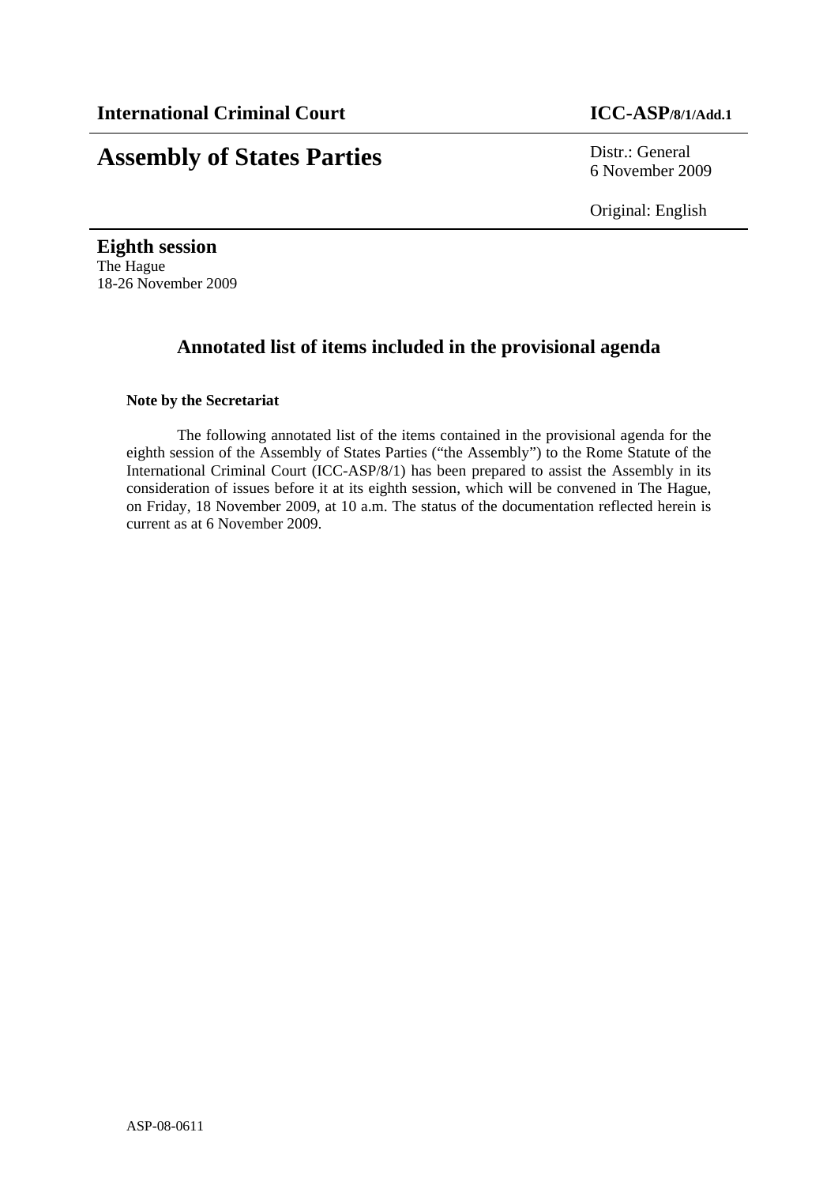**International Criminal Court** **ICC-ASP/8/1/Add.1**

# Assembly of States Parties

Distr.: General
6 November 2009

Original: English

**Eighth session**
The Hague
18-26 November 2009

## Annotated list of items included in the provisional agenda

**Note by the Secretariat**

The following annotated list of the items contained in the provisional agenda for the eighth session of the Assembly of States Parties ("the Assembly") to the Rome Statute of the International Criminal Court (ICC-ASP/8/1) has been prepared to assist the Assembly in its consideration of issues before it at its eighth session, which will be convened in The Hague, on Friday, 18 November 2009, at 10 a.m. The status of the documentation reflected herein is current as at 6 November 2009.

ASP-08-0611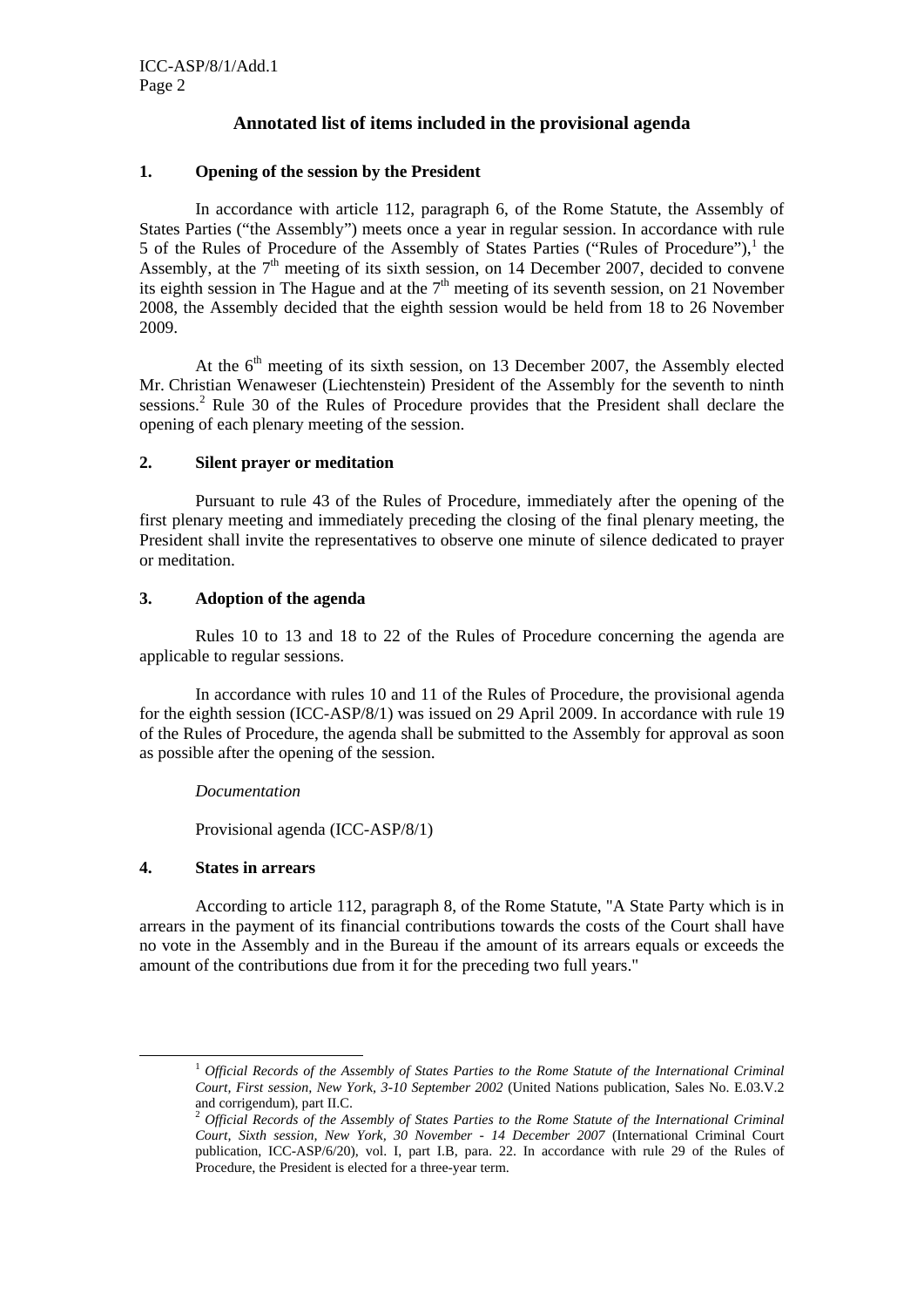## Annotated list of items included in the provisional agenda

### 1. Opening of the session by the President

In accordance with article 112, paragraph 6, of the Rome Statute, the Assembly of States Parties ("the Assembly") meets once a year in regular session. In accordance with rule 5 of the Rules of Procedure of the Assembly of States Parties ("Rules of Procedure"),[1] the Assembly, at the 7th meeting of its sixth session, on 14 December 2007, decided to convene its eighth session in The Hague and at the 7th meeting of its seventh session, on 21 November 2008, the Assembly decided that the eighth session would be held from 18 to 26 November 2009.

At the 6th meeting of its sixth session, on 13 December 2007, the Assembly elected Mr. Christian Wenaweser (Liechtenstein) President of the Assembly for the seventh to ninth sessions.[2] Rule 30 of the Rules of Procedure provides that the President shall declare the opening of each plenary meeting of the session.

### 2. Silent prayer or meditation

Pursuant to rule 43 of the Rules of Procedure, immediately after the opening of the first plenary meeting and immediately preceding the closing of the final plenary meeting, the President shall invite the representatives to observe one minute of silence dedicated to prayer or meditation.

### 3. Adoption of the agenda

Rules 10 to 13 and 18 to 22 of the Rules of Procedure concerning the agenda are applicable to regular sessions.

In accordance with rules 10 and 11 of the Rules of Procedure, the provisional agenda for the eighth session (ICC-ASP/8/1) was issued on 29 April 2009. In accordance with rule 19 of the Rules of Procedure, the agenda shall be submitted to the Assembly for approval as soon as possible after the opening of the session.

*Documentation*

Provisional agenda (ICC-ASP/8/1)

### 4. States in arrears

According to article 112, paragraph 8, of the Rome Statute, "A State Party which is in arrears in the payment of its financial contributions towards the costs of the Court shall have no vote in the Assembly and in the Bureau if the amount of its arrears equals or exceeds the amount of the contributions due from it for the preceding two full years."

---

[1] *Official Records of the Assembly of States Parties to the Rome Statute of the International Criminal Court, First session, New York, 3-10 September 2002* (United Nations publication, Sales No. E.03.V.2 and corrigendum), part II.C.

[2] *Official Records of the Assembly of States Parties to the Rome Statute of the International Criminal Court, Sixth session, New York, 30 November - 14 December 2007* (International Criminal Court publication, ICC-ASP/6/20), vol. I, part I.B, para. 22. In accordance with rule 29 of the Rules of Procedure, the President is elected for a three-year term.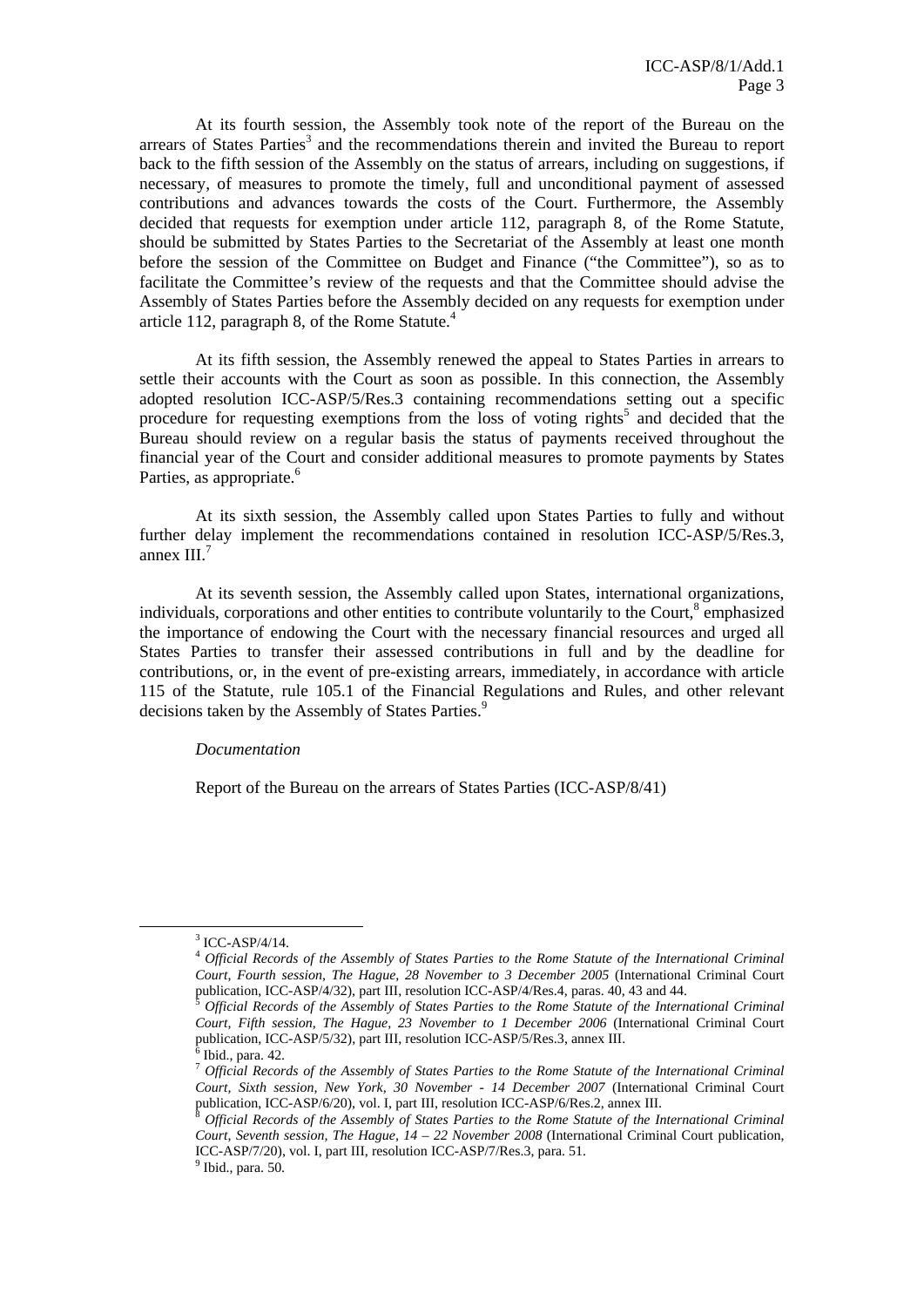At its fourth session, the Assembly took note of the report of the Bureau on the arrears of States Parties[3] and the recommendations therein and invited the Bureau to report back to the fifth session of the Assembly on the status of arrears, including on suggestions, if necessary, of measures to promote the timely, full and unconditional payment of assessed contributions and advances towards the costs of the Court. Furthermore, the Assembly decided that requests for exemption under article 112, paragraph 8, of the Rome Statute, should be submitted by States Parties to the Secretariat of the Assembly at least one month before the session of the Committee on Budget and Finance ("the Committee"), so as to facilitate the Committee's review of the requests and that the Committee should advise the Assembly of States Parties before the Assembly decided on any requests for exemption under article 112, paragraph 8, of the Rome Statute.[4]

At its fifth session, the Assembly renewed the appeal to States Parties in arrears to settle their accounts with the Court as soon as possible. In this connection, the Assembly adopted resolution ICC-ASP/5/Res.3 containing recommendations setting out a specific procedure for requesting exemptions from the loss of voting rights[5] and decided that the Bureau should review on a regular basis the status of payments received throughout the financial year of the Court and consider additional measures to promote payments by States Parties, as appropriate.[6]

At its sixth session, the Assembly called upon States Parties to fully and without further delay implement the recommendations contained in resolution ICC-ASP/5/Res.3, annex III.[7]

At its seventh session, the Assembly called upon States, international organizations, individuals, corporations and other entities to contribute voluntarily to the Court,[8] emphasized the importance of endowing the Court with the necessary financial resources and urged all States Parties to transfer their assessed contributions in full and by the deadline for contributions, or, in the event of pre-existing arrears, immediately, in accordance with article 115 of the Statute, rule 105.1 of the Financial Regulations and Rules, and other relevant decisions taken by the Assembly of States Parties.[9]

*Documentation*

Report of the Bureau on the arrears of States Parties (ICC-ASP/8/41)

---

[3] ICC-ASP/4/14.

[4] *Official Records of the Assembly of States Parties to the Rome Statute of the International Criminal Court, Fourth session, The Hague, 28 November to 3 December 2005* (International Criminal Court publication, ICC-ASP/4/32), part III, resolution ICC-ASP/4/Res.4, paras. 40, 43 and 44.

[5] *Official Records of the Assembly of States Parties to the Rome Statute of the International Criminal Court, Fifth session, The Hague, 23 November to 1 December 2006* (International Criminal Court publication, ICC-ASP/5/32), part III, resolution ICC-ASP/5/Res.3, annex III.

[6] Ibid., para. 42.

[7] *Official Records of the Assembly of States Parties to the Rome Statute of the International Criminal Court, Sixth session, New York, 30 November - 14 December 2007* (International Criminal Court publication, ICC-ASP/6/20), vol. I, part III, resolution ICC-ASP/6/Res.2, annex III.

[8] *Official Records of the Assembly of States Parties to the Rome Statute of the International Criminal Court, Seventh session, The Hague, 14 – 22 November 2008* (International Criminal Court publication, ICC-ASP/7/20), vol. I, part III, resolution ICC-ASP/7/Res.3, para. 51.

[9] Ibid., para. 50.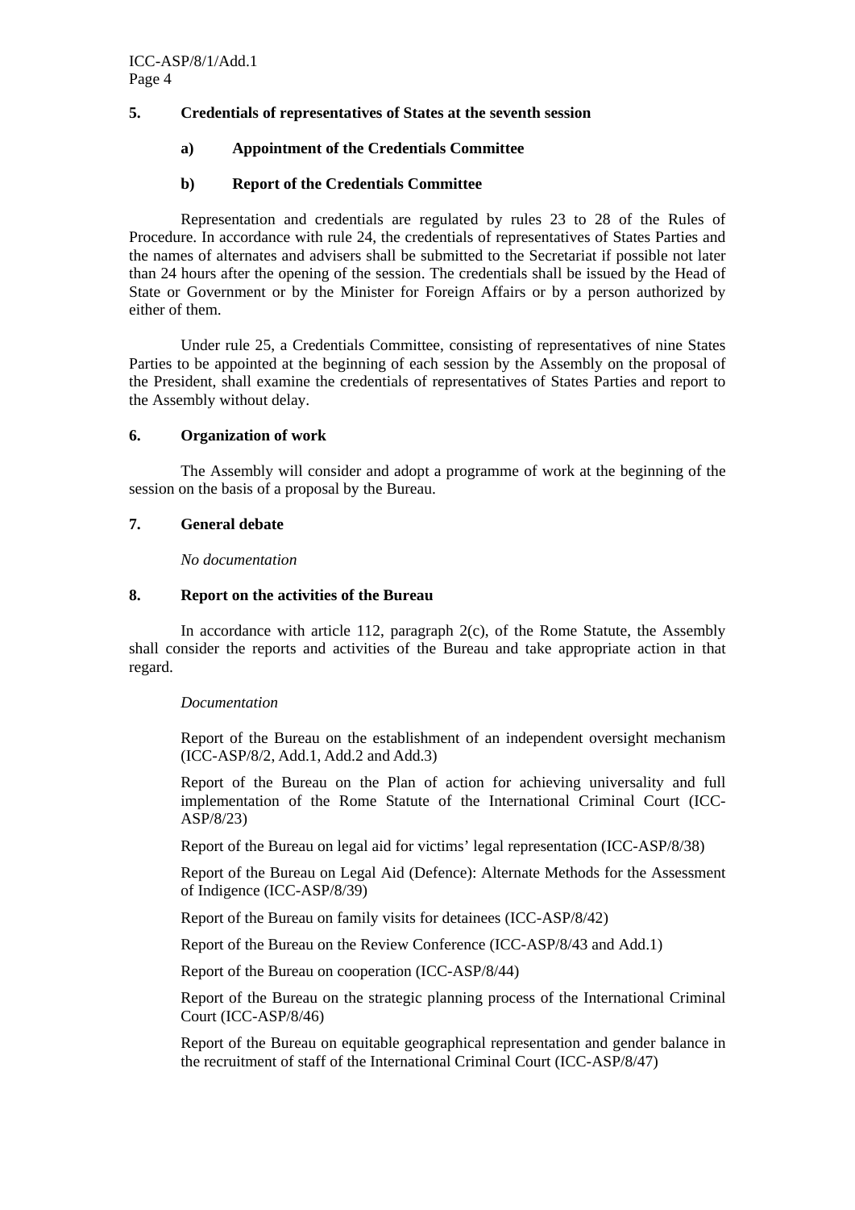## 5. Credentials of representatives of States at the seventh session

### a) Appointment of the Credentials Committee

### b) Report of the Credentials Committee

Representation and credentials are regulated by rules 23 to 28 of the Rules of Procedure. In accordance with rule 24, the credentials of representatives of States Parties and the names of alternates and advisers shall be submitted to the Secretariat if possible not later than 24 hours after the opening of the session. The credentials shall be issued by the Head of State or Government or by the Minister for Foreign Affairs or by a person authorized by either of them.

Under rule 25, a Credentials Committee, consisting of representatives of nine States Parties to be appointed at the beginning of each session by the Assembly on the proposal of the President, shall examine the credentials of representatives of States Parties and report to the Assembly without delay.

## 6. Organization of work

The Assembly will consider and adopt a programme of work at the beginning of the session on the basis of a proposal by the Bureau.

## 7. General debate

*No documentation*

## 8. Report on the activities of the Bureau

In accordance with article 112, paragraph 2(c), of the Rome Statute, the Assembly shall consider the reports and activities of the Bureau and take appropriate action in that regard.

*Documentation*

Report of the Bureau on the establishment of an independent oversight mechanism (ICC-ASP/8/2, Add.1, Add.2 and Add.3)

Report of the Bureau on the Plan of action for achieving universality and full implementation of the Rome Statute of the International Criminal Court (ICC-ASP/8/23)

Report of the Bureau on legal aid for victims' legal representation (ICC-ASP/8/38)

Report of the Bureau on Legal Aid (Defence): Alternate Methods for the Assessment of Indigence (ICC-ASP/8/39)

Report of the Bureau on family visits for detainees (ICC-ASP/8/42)

Report of the Bureau on the Review Conference (ICC-ASP/8/43 and Add.1)

Report of the Bureau on cooperation (ICC-ASP/8/44)

Report of the Bureau on the strategic planning process of the International Criminal Court (ICC-ASP/8/46)

Report of the Bureau on equitable geographical representation and gender balance in the recruitment of staff of the International Criminal Court (ICC-ASP/8/47)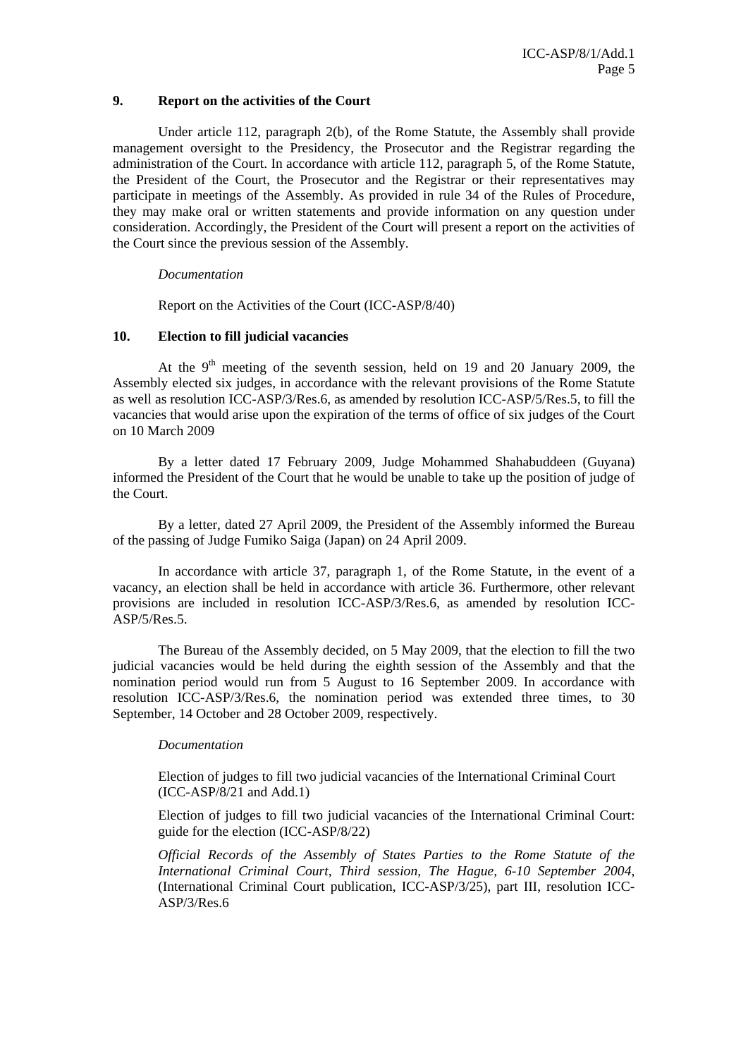## 9. Report on the activities of the Court

Under article 112, paragraph 2(b), of the Rome Statute, the Assembly shall provide management oversight to the Presidency, the Prosecutor and the Registrar regarding the administration of the Court. In accordance with article 112, paragraph 5, of the Rome Statute, the President of the Court, the Prosecutor and the Registrar or their representatives may participate in meetings of the Assembly. As provided in rule 34 of the Rules of Procedure, they may make oral or written statements and provide information on any question under consideration. Accordingly, the President of the Court will present a report on the activities of the Court since the previous session of the Assembly.

*Documentation*

Report on the Activities of the Court (ICC-ASP/8/40)

## 10. Election to fill judicial vacancies

At the 9th meeting of the seventh session, held on 19 and 20 January 2009, the Assembly elected six judges, in accordance with the relevant provisions of the Rome Statute as well as resolution ICC-ASP/3/Res.6, as amended by resolution ICC-ASP/5/Res.5, to fill the vacancies that would arise upon the expiration of the terms of office of six judges of the Court on 10 March 2009

By a letter dated 17 February 2009, Judge Mohammed Shahabuddeen (Guyana) informed the President of the Court that he would be unable to take up the position of judge of the Court.

By a letter, dated 27 April 2009, the President of the Assembly informed the Bureau of the passing of Judge Fumiko Saiga (Japan) on 24 April 2009.

In accordance with article 37, paragraph 1, of the Rome Statute, in the event of a vacancy, an election shall be held in accordance with article 36. Furthermore, other relevant provisions are included in resolution ICC-ASP/3/Res.6, as amended by resolution ICC-ASP/5/Res.5.

The Bureau of the Assembly decided, on 5 May 2009, that the election to fill the two judicial vacancies would be held during the eighth session of the Assembly and that the nomination period would run from 5 August to 16 September 2009. In accordance with resolution ICC-ASP/3/Res.6, the nomination period was extended three times, to 30 September, 14 October and 28 October 2009, respectively.

*Documentation*

Election of judges to fill two judicial vacancies of the International Criminal Court (ICC-ASP/8/21 and Add.1)

Election of judges to fill two judicial vacancies of the International Criminal Court: guide for the election (ICC-ASP/8/22)

*Official Records of the Assembly of States Parties to the Rome Statute of the International Criminal Court, Third session, The Hague, 6-10 September 2004*, (International Criminal Court publication, ICC-ASP/3/25), part III, resolution ICC-ASP/3/Res.6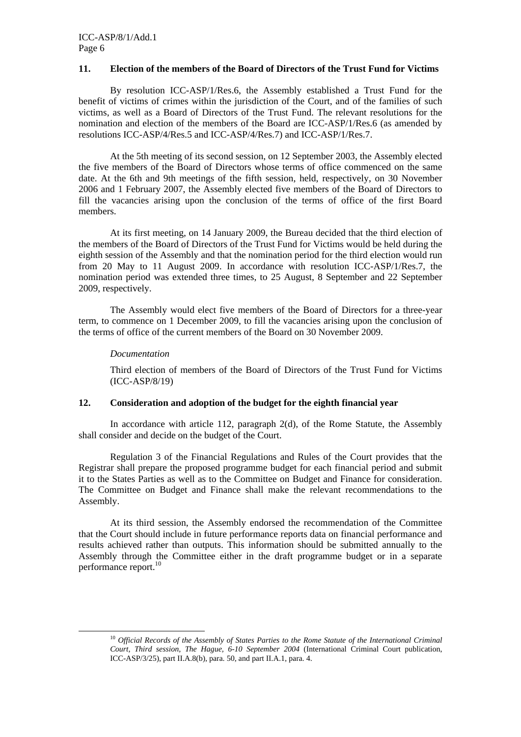### 11. Election of the members of the Board of Directors of the Trust Fund for Victims

By resolution ICC-ASP/1/Res.6, the Assembly established a Trust Fund for the benefit of victims of crimes within the jurisdiction of the Court, and of the families of such victims, as well as a Board of Directors of the Trust Fund. The relevant resolutions for the nomination and election of the members of the Board are ICC-ASP/1/Res.6 (as amended by resolutions ICC-ASP/4/Res.5 and ICC-ASP/4/Res.7) and ICC-ASP/1/Res.7.

At the 5th meeting of its second session, on 12 September 2003, the Assembly elected the five members of the Board of Directors whose terms of office commenced on the same date. At the 6th and 9th meetings of the fifth session, held, respectively, on 30 November 2006 and 1 February 2007, the Assembly elected five members of the Board of Directors to fill the vacancies arising upon the conclusion of the terms of office of the first Board members.

At its first meeting, on 14 January 2009, the Bureau decided that the third election of the members of the Board of Directors of the Trust Fund for Victims would be held during the eighth session of the Assembly and that the nomination period for the third election would run from 20 May to 11 August 2009. In accordance with resolution ICC-ASP/1/Res.7, the nomination period was extended three times, to 25 August, 8 September and 22 September 2009, respectively.

The Assembly would elect five members of the Board of Directors for a three-year term, to commence on 1 December 2009, to fill the vacancies arising upon the conclusion of the terms of office of the current members of the Board on 30 November 2009.

*Documentation*

Third election of members of the Board of Directors of the Trust Fund for Victims (ICC-ASP/8/19)

### 12. Consideration and adoption of the budget for the eighth financial year

In accordance with article 112, paragraph 2(d), of the Rome Statute, the Assembly shall consider and decide on the budget of the Court.

Regulation 3 of the Financial Regulations and Rules of the Court provides that the Registrar shall prepare the proposed programme budget for each financial period and submit it to the States Parties as well as to the Committee on Budget and Finance for consideration. The Committee on Budget and Finance shall make the relevant recommendations to the Assembly.

At its third session, the Assembly endorsed the recommendation of the Committee that the Court should include in future performance reports data on financial performance and results achieved rather than outputs. This information should be submitted annually to the Assembly through the Committee either in the draft programme budget or in a separate performance report.[10]

[10] *Official Records of the Assembly of States Parties to the Rome Statute of the International Criminal Court, Third session, The Hague, 6-10 September 2004* (International Criminal Court publication, ICC-ASP/3/25), part II.A.8(b), para. 50, and part II.A.1, para. 4.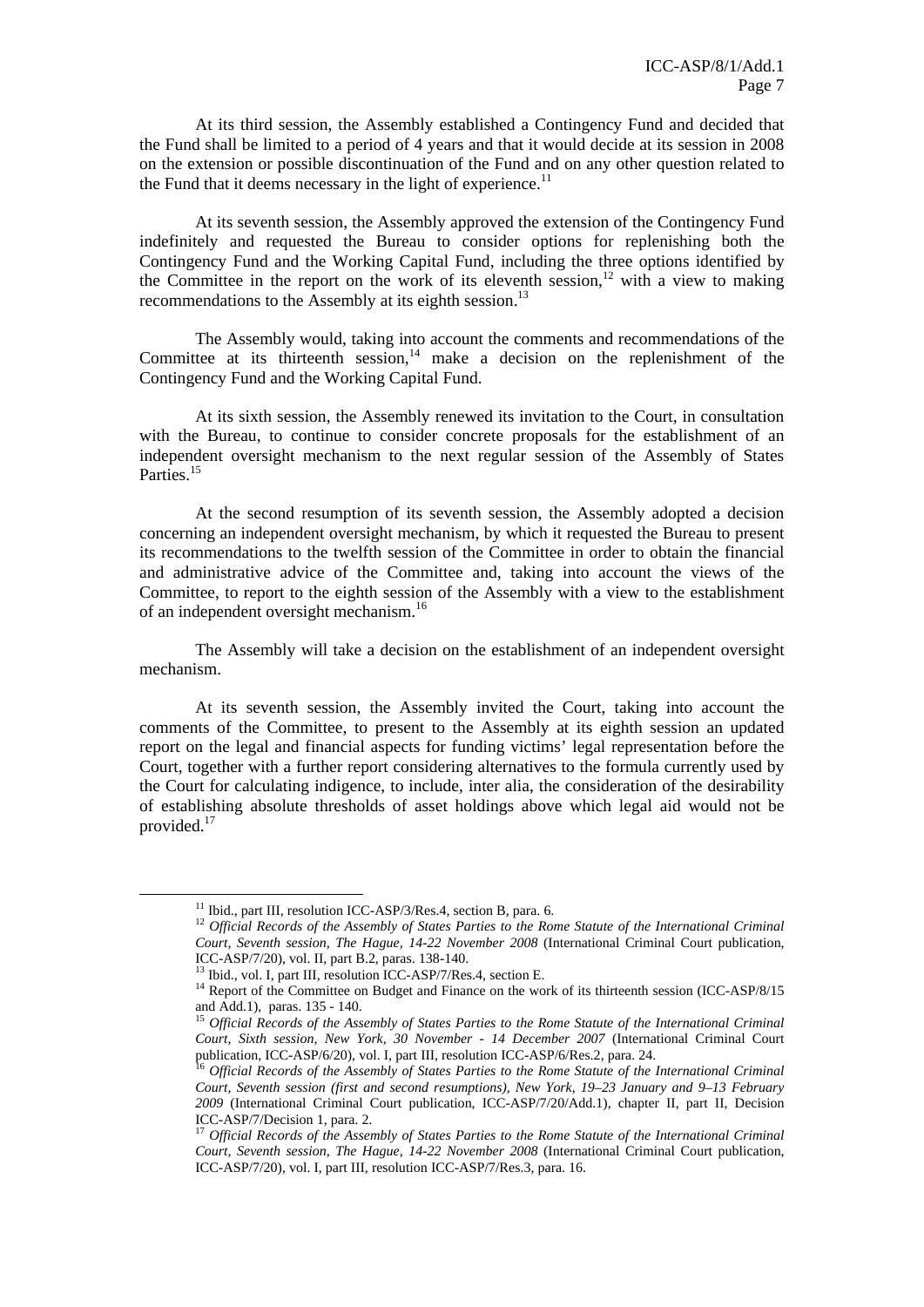At its third session, the Assembly established a Contingency Fund and decided that the Fund shall be limited to a period of 4 years and that it would decide at its session in 2008 on the extension or possible discontinuation of the Fund and on any other question related to the Fund that it deems necessary in the light of experience.[11]

At its seventh session, the Assembly approved the extension of the Contingency Fund indefinitely and requested the Bureau to consider options for replenishing both the Contingency Fund and the Working Capital Fund, including the three options identified by the Committee in the report on the work of its eleventh session,[12] with a view to making recommendations to the Assembly at its eighth session.[13]

The Assembly would, taking into account the comments and recommendations of the Committee at its thirteenth session,[14] make a decision on the replenishment of the Contingency Fund and the Working Capital Fund.

At its sixth session, the Assembly renewed its invitation to the Court, in consultation with the Bureau, to continue to consider concrete proposals for the establishment of an independent oversight mechanism to the next regular session of the Assembly of States Parties.[15]

At the second resumption of its seventh session, the Assembly adopted a decision concerning an independent oversight mechanism, by which it requested the Bureau to present its recommendations to the twelfth session of the Committee in order to obtain the financial and administrative advice of the Committee and, taking into account the views of the Committee, to report to the eighth session of the Assembly with a view to the establishment of an independent oversight mechanism.[16]

The Assembly will take a decision on the establishment of an independent oversight mechanism.

At its seventh session, the Assembly invited the Court, taking into account the comments of the Committee, to present to the Assembly at its eighth session an updated report on the legal and financial aspects for funding victims' legal representation before the Court, together with a further report considering alternatives to the formula currently used by the Court for calculating indigence, to include, inter alia, the consideration of the desirability of establishing absolute thresholds of asset holdings above which legal aid would not be provided.[17]

---

[11] Ibid., part III, resolution ICC-ASP/3/Res.4, section B, para. 6.

[12] *Official Records of the Assembly of States Parties to the Rome Statute of the International Criminal Court, Seventh session, The Hague, 14-22 November 2008* (International Criminal Court publication, ICC-ASP/7/20), vol. II, part B.2, paras. 138-140.

[13] Ibid., vol. I, part III, resolution ICC-ASP/7/Res.4, section E.

[14] Report of the Committee on Budget and Finance on the work of its thirteenth session (ICC-ASP/8/15 and Add.1), paras. 135 - 140.

[15] *Official Records of the Assembly of States Parties to the Rome Statute of the International Criminal Court, Sixth session, New York, 30 November - 14 December 2007* (International Criminal Court publication, ICC-ASP/6/20), vol. I, part III, resolution ICC-ASP/6/Res.2, para. 24.

[16] *Official Records of the Assembly of States Parties to the Rome Statute of the International Criminal Court, Seventh session (first and second resumptions), New York, 19–23 January and 9–13 February 2009* (International Criminal Court publication, ICC-ASP/7/20/Add.1), chapter II, part II, Decision ICC-ASP/7/Decision 1, para. 2.

[17] *Official Records of the Assembly of States Parties to the Rome Statute of the International Criminal Court, Seventh session, The Hague, 14-22 November 2008* (International Criminal Court publication, ICC-ASP/7/20), vol. I, part III, resolution ICC-ASP/7/Res.3, para. 16.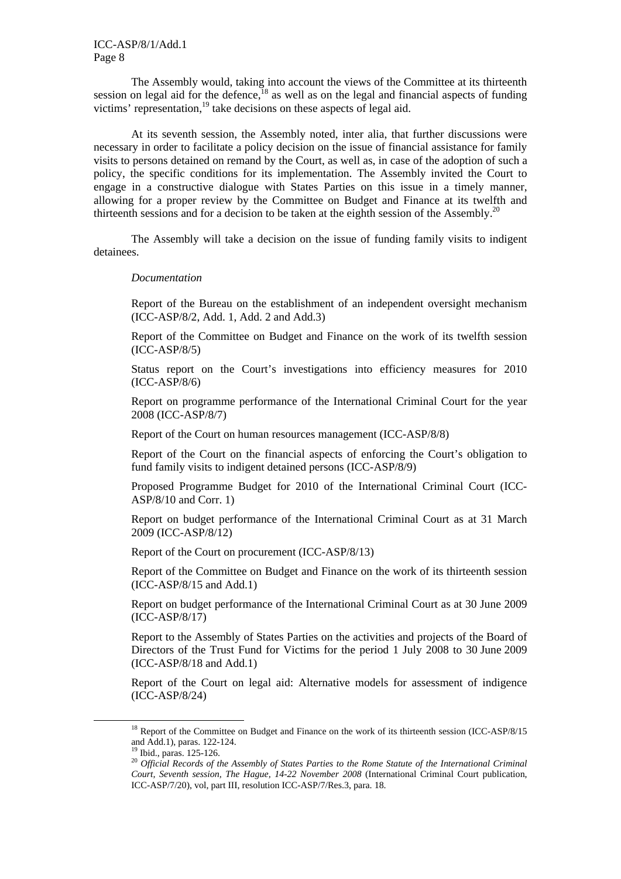The Assembly would, taking into account the views of the Committee at its thirteenth session on legal aid for the defence,[18] as well as on the legal and financial aspects of funding victims' representation,[19] take decisions on these aspects of legal aid.

At its seventh session, the Assembly noted, inter alia, that further discussions were necessary in order to facilitate a policy decision on the issue of financial assistance for family visits to persons detained on remand by the Court, as well as, in case of the adoption of such a policy, the specific conditions for its implementation. The Assembly invited the Court to engage in a constructive dialogue with States Parties on this issue in a timely manner, allowing for a proper review by the Committee on Budget and Finance at its twelfth and thirteenth sessions and for a decision to be taken at the eighth session of the Assembly.[20]

The Assembly will take a decision on the issue of funding family visits to indigent detainees.

*Documentation*

Report of the Bureau on the establishment of an independent oversight mechanism (ICC-ASP/8/2, Add. 1, Add. 2 and Add.3)

Report of the Committee on Budget and Finance on the work of its twelfth session (ICC-ASP/8/5)

Status report on the Court's investigations into efficiency measures for 2010 (ICC-ASP/8/6)

Report on programme performance of the International Criminal Court for the year 2008 (ICC-ASP/8/7)

Report of the Court on human resources management (ICC-ASP/8/8)

Report of the Court on the financial aspects of enforcing the Court's obligation to fund family visits to indigent detained persons (ICC-ASP/8/9)

Proposed Programme Budget for 2010 of the International Criminal Court (ICC-ASP/8/10 and Corr. 1)

Report on budget performance of the International Criminal Court as at 31 March 2009 (ICC-ASP/8/12)

Report of the Court on procurement (ICC-ASP/8/13)

Report of the Committee on Budget and Finance on the work of its thirteenth session (ICC-ASP/8/15 and Add.1)

Report on budget performance of the International Criminal Court as at 30 June 2009 (ICC-ASP/8/17)

Report to the Assembly of States Parties on the activities and projects of the Board of Directors of the Trust Fund for Victims for the period 1 July 2008 to 30 June 2009 (ICC-ASP/8/18 and Add.1)

Report of the Court on legal aid: Alternative models for assessment of indigence (ICC-ASP/8/24)

---

[18] Report of the Committee on Budget and Finance on the work of its thirteenth session (ICC-ASP/8/15 and Add.1), paras. 122-124.

[19] Ibid., paras. 125-126.

[20] *Official Records of the Assembly of States Parties to the Rome Statute of the International Criminal Court, Seventh session, The Hague, 14-22 November 2008* (International Criminal Court publication, ICC-ASP/7/20), vol, part III, resolution ICC-ASP/7/Res.3, para. 18.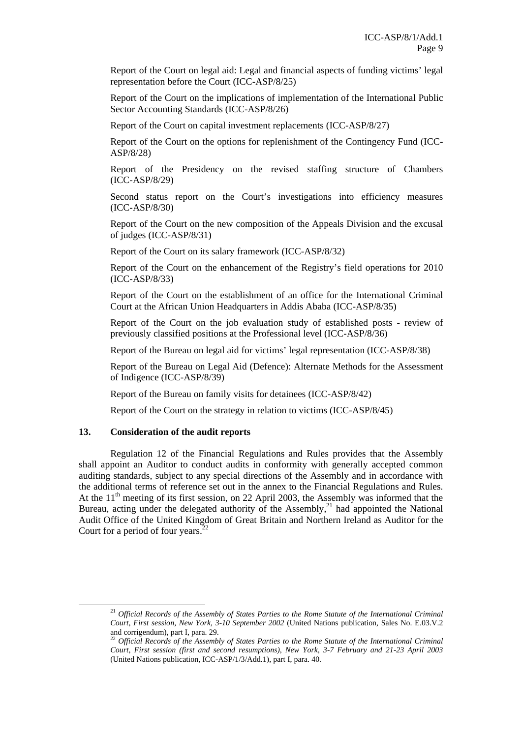Report of the Court on legal aid: Legal and financial aspects of funding victims' legal representation before the Court (ICC-ASP/8/25)

Report of the Court on the implications of implementation of the International Public Sector Accounting Standards (ICC-ASP/8/26)

Report of the Court on capital investment replacements (ICC-ASP/8/27)

Report of the Court on the options for replenishment of the Contingency Fund (ICC-ASP/8/28)

Report of the Presidency on the revised staffing structure of Chambers (ICC-ASP/8/29)

Second status report on the Court's investigations into efficiency measures (ICC-ASP/8/30)

Report of the Court on the new composition of the Appeals Division and the excusal of judges (ICC-ASP/8/31)

Report of the Court on its salary framework (ICC-ASP/8/32)

Report of the Court on the enhancement of the Registry's field operations for 2010 (ICC-ASP/8/33)

Report of the Court on the establishment of an office for the International Criminal Court at the African Union Headquarters in Addis Ababa (ICC-ASP/8/35)

Report of the Court on the job evaluation study of established posts - review of previously classified positions at the Professional level (ICC-ASP/8/36)

Report of the Bureau on legal aid for victims' legal representation (ICC-ASP/8/38)

Report of the Bureau on Legal Aid (Defence): Alternate Methods for the Assessment of Indigence (ICC-ASP/8/39)

Report of the Bureau on family visits for detainees (ICC-ASP/8/42)

Report of the Court on the strategy in relation to victims (ICC-ASP/8/45)

### 13. Consideration of the audit reports

Regulation 12 of the Financial Regulations and Rules provides that the Assembly shall appoint an Auditor to conduct audits in conformity with generally accepted common auditing standards, subject to any special directions of the Assembly and in accordance with the additional terms of reference set out in the annex to the Financial Regulations and Rules. At the 11th meeting of its first session, on 22 April 2003, the Assembly was informed that the Bureau, acting under the delegated authority of the Assembly,[21] had appointed the National Audit Office of the United Kingdom of Great Britain and Northern Ireland as Auditor for the Court for a period of four years.[22]

---

[21] *Official Records of the Assembly of States Parties to the Rome Statute of the International Criminal Court, First session, New York, 3-10 September 2002* (United Nations publication, Sales No. E.03.V.2 and corrigendum), part I, para. 29.

[22] *Official Records of the Assembly of States Parties to the Rome Statute of the International Criminal Court, First session (first and second resumptions), New York, 3-7 February and 21-23 April 2003* (United Nations publication, ICC-ASP/1/3/Add.1), part I, para. 40.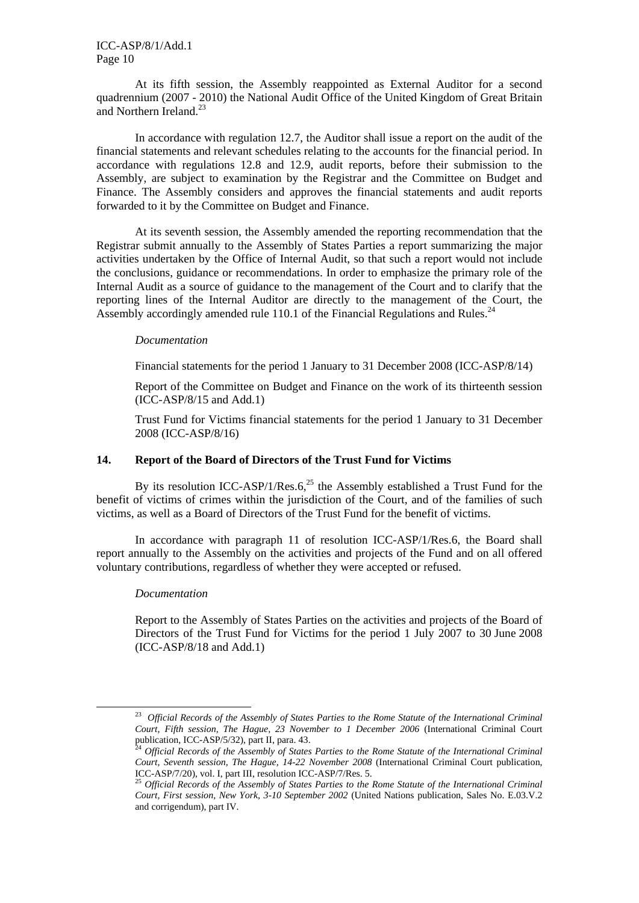At its fifth session, the Assembly reappointed as External Auditor for a second quadrennium (2007 - 2010) the National Audit Office of the United Kingdom of Great Britain and Northern Ireland.[23]

In accordance with regulation 12.7, the Auditor shall issue a report on the audit of the financial statements and relevant schedules relating to the accounts for the financial period. In accordance with regulations 12.8 and 12.9, audit reports, before their submission to the Assembly, are subject to examination by the Registrar and the Committee on Budget and Finance. The Assembly considers and approves the financial statements and audit reports forwarded to it by the Committee on Budget and Finance.

At its seventh session, the Assembly amended the reporting recommendation that the Registrar submit annually to the Assembly of States Parties a report summarizing the major activities undertaken by the Office of Internal Audit, so that such a report would not include the conclusions, guidance or recommendations. In order to emphasize the primary role of the Internal Audit as a source of guidance to the management of the Court and to clarify that the reporting lines of the Internal Auditor are directly to the management of the Court, the Assembly accordingly amended rule 110.1 of the Financial Regulations and Rules.[24]

*Documentation*

Financial statements for the period 1 January to 31 December 2008 (ICC-ASP/8/14)

Report of the Committee on Budget and Finance on the work of its thirteenth session (ICC-ASP/8/15 and Add.1)

Trust Fund for Victims financial statements for the period 1 January to 31 December 2008 (ICC-ASP/8/16)

## 14. Report of the Board of Directors of the Trust Fund for Victims

By its resolution ICC-ASP/1/Res.6,[25] the Assembly established a Trust Fund for the benefit of victims of crimes within the jurisdiction of the Court, and of the families of such victims, as well as a Board of Directors of the Trust Fund for the benefit of victims.

In accordance with paragraph 11 of resolution ICC-ASP/1/Res.6, the Board shall report annually to the Assembly on the activities and projects of the Fund and on all offered voluntary contributions, regardless of whether they were accepted or refused.

*Documentation*

Report to the Assembly of States Parties on the activities and projects of the Board of Directors of the Trust Fund for Victims for the period 1 July 2007 to 30 June 2008 (ICC-ASP/8/18 and Add.1)

---

[23] *Official Records of the Assembly of States Parties to the Rome Statute of the International Criminal Court, Fifth session, The Hague, 23 November to 1 December 2006* (International Criminal Court publication, ICC-ASP/5/32), part II, para. 43.

[24] *Official Records of the Assembly of States Parties to the Rome Statute of the International Criminal Court, Seventh session, The Hague, 14-22 November 2008* (International Criminal Court publication, ICC-ASP/7/20), vol. I, part III, resolution ICC-ASP/7/Res. 5.

[25] *Official Records of the Assembly of States Parties to the Rome Statute of the International Criminal Court, First session, New York, 3-10 September 2002* (United Nations publication, Sales No. E.03.V.2 and corrigendum), part IV.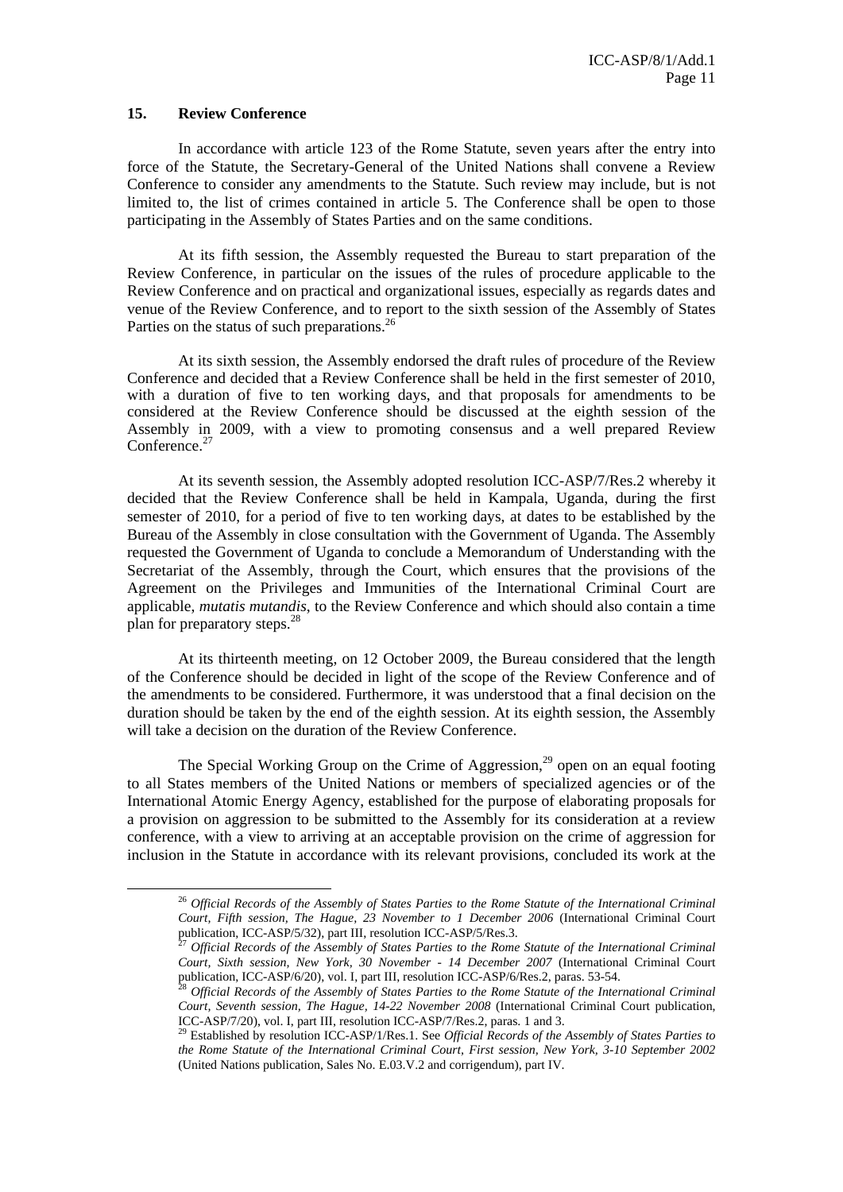## 15. Review Conference

In accordance with article 123 of the Rome Statute, seven years after the entry into force of the Statute, the Secretary-General of the United Nations shall convene a Review Conference to consider any amendments to the Statute. Such review may include, but is not limited to, the list of crimes contained in article 5. The Conference shall be open to those participating in the Assembly of States Parties and on the same conditions.

At its fifth session, the Assembly requested the Bureau to start preparation of the Review Conference, in particular on the issues of the rules of procedure applicable to the Review Conference and on practical and organizational issues, especially as regards dates and venue of the Review Conference, and to report to the sixth session of the Assembly of States Parties on the status of such preparations.[26]

At its sixth session, the Assembly endorsed the draft rules of procedure of the Review Conference and decided that a Review Conference shall be held in the first semester of 2010, with a duration of five to ten working days, and that proposals for amendments to be considered at the Review Conference should be discussed at the eighth session of the Assembly in 2009, with a view to promoting consensus and a well prepared Review Conference.[27]

At its seventh session, the Assembly adopted resolution ICC-ASP/7/Res.2 whereby it decided that the Review Conference shall be held in Kampala, Uganda, during the first semester of 2010, for a period of five to ten working days, at dates to be established by the Bureau of the Assembly in close consultation with the Government of Uganda. The Assembly requested the Government of Uganda to conclude a Memorandum of Understanding with the Secretariat of the Assembly, through the Court, which ensures that the provisions of the Agreement on the Privileges and Immunities of the International Criminal Court are applicable, *mutatis mutandis*, to the Review Conference and which should also contain a time plan for preparatory steps.[28]

At its thirteenth meeting, on 12 October 2009, the Bureau considered that the length of the Conference should be decided in light of the scope of the Review Conference and of the amendments to be considered. Furthermore, it was understood that a final decision on the duration should be taken by the end of the eighth session. At its eighth session, the Assembly will take a decision on the duration of the Review Conference.

The Special Working Group on the Crime of Aggression,[29] open on an equal footing to all States members of the United Nations or members of specialized agencies or of the International Atomic Energy Agency, established for the purpose of elaborating proposals for a provision on aggression to be submitted to the Assembly for its consideration at a review conference, with a view to arriving at an acceptable provision on the crime of aggression for inclusion in the Statute in accordance with its relevant provisions, concluded its work at the

---

[26] *Official Records of the Assembly of States Parties to the Rome Statute of the International Criminal Court, Fifth session, The Hague, 23 November to 1 December 2006* (International Criminal Court publication, ICC-ASP/5/32), part III, resolution ICC-ASP/5/Res.3.

[27] *Official Records of the Assembly of States Parties to the Rome Statute of the International Criminal Court, Sixth session, New York, 30 November - 14 December 2007* (International Criminal Court publication, ICC-ASP/6/20), vol. I, part III, resolution ICC-ASP/6/Res.2, paras. 53-54.

[28] *Official Records of the Assembly of States Parties to the Rome Statute of the International Criminal Court, Seventh session, The Hague, 14-22 November 2008* (International Criminal Court publication, ICC-ASP/7/20), vol. I, part III, resolution ICC-ASP/7/Res.2, paras. 1 and 3.

[29] Established by resolution ICC-ASP/1/Res.1. See *Official Records of the Assembly of States Parties to the Rome Statute of the International Criminal Court, First session, New York, 3-10 September 2002* (United Nations publication, Sales No. E.03.V.2 and corrigendum), part IV.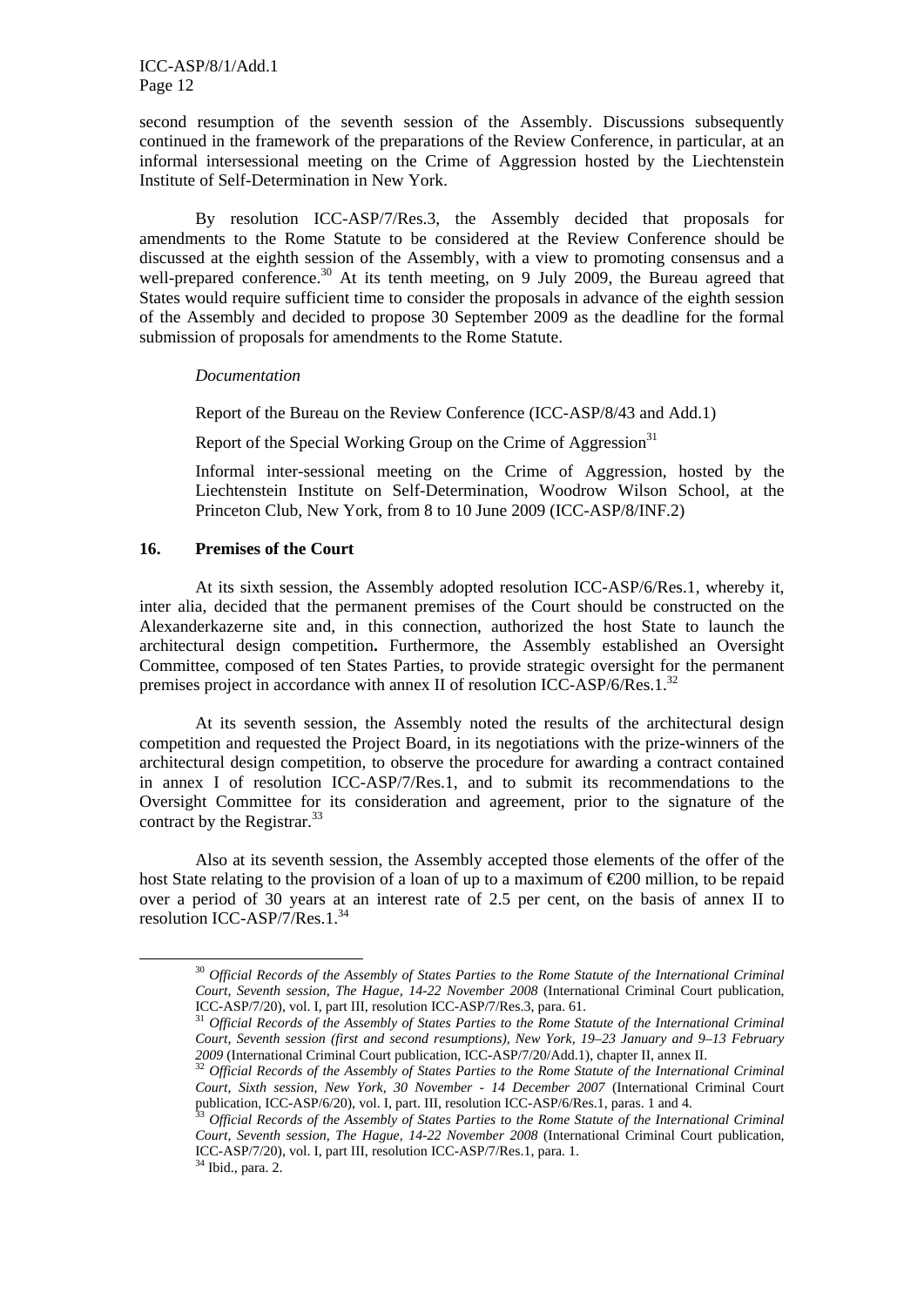second resumption of the seventh session of the Assembly. Discussions subsequently continued in the framework of the preparations of the Review Conference, in particular, at an informal intersessional meeting on the Crime of Aggression hosted by the Liechtenstein Institute of Self-Determination in New York.

By resolution ICC-ASP/7/Res.3, the Assembly decided that proposals for amendments to the Rome Statute to be considered at the Review Conference should be discussed at the eighth session of the Assembly, with a view to promoting consensus and a well-prepared conference.[30] At its tenth meeting, on 9 July 2009, the Bureau agreed that States would require sufficient time to consider the proposals in advance of the eighth session of the Assembly and decided to propose 30 September 2009 as the deadline for the formal submission of proposals for amendments to the Rome Statute.

*Documentation*

Report of the Bureau on the Review Conference (ICC-ASP/8/43 and Add.1)

Report of the Special Working Group on the Crime of Aggression[31]

Informal inter-sessional meeting on the Crime of Aggression, hosted by the Liechtenstein Institute on Self-Determination, Woodrow Wilson School, at the Princeton Club, New York, from 8 to 10 June 2009 (ICC-ASP/8/INF.2)

## 16. Premises of the Court

At its sixth session, the Assembly adopted resolution ICC-ASP/6/Res.1, whereby it, inter alia, decided that the permanent premises of the Court should be constructed on the Alexanderkazerne site and, in this connection, authorized the host State to launch the architectural design competition**.** Furthermore, the Assembly established an Oversight Committee, composed of ten States Parties, to provide strategic oversight for the permanent premises project in accordance with annex II of resolution ICC-ASP/6/Res.1.[32]

At its seventh session, the Assembly noted the results of the architectural design competition and requested the Project Board, in its negotiations with the prize-winners of the architectural design competition, to observe the procedure for awarding a contract contained in annex I of resolution ICC-ASP/7/Res.1, and to submit its recommendations to the Oversight Committee for its consideration and agreement, prior to the signature of the contract by the Registrar.[33]

Also at its seventh session, the Assembly accepted those elements of the offer of the host State relating to the provision of a loan of up to a maximum of €200 million, to be repaid over a period of 30 years at an interest rate of 2.5 per cent, on the basis of annex II to resolution ICC-ASP/7/Res.1.[34]

---

[30] *Official Records of the Assembly of States Parties to the Rome Statute of the International Criminal Court, Seventh session, The Hague, 14-22 November 2008* (International Criminal Court publication, ICC-ASP/7/20), vol. I, part III, resolution ICC-ASP/7/Res.3, para. 61.

[31] *Official Records of the Assembly of States Parties to the Rome Statute of the International Criminal Court, Seventh session (first and second resumptions), New York, 19–23 January and 9–13 February 2009* (International Criminal Court publication, ICC-ASP/7/20/Add.1), chapter II, annex II.

[32] *Official Records of the Assembly of States Parties to the Rome Statute of the International Criminal Court, Sixth session, New York, 30 November - 14 December 2007* (International Criminal Court publication, ICC-ASP/6/20), vol. I, part. III, resolution ICC-ASP/6/Res.1, paras. 1 and 4.

[33] *Official Records of the Assembly of States Parties to the Rome Statute of the International Criminal Court, Seventh session, The Hague, 14-22 November 2008* (International Criminal Court publication, ICC-ASP/7/20), vol. I, part III, resolution ICC-ASP/7/Res.1, para. 1.

[34] Ibid., para. 2.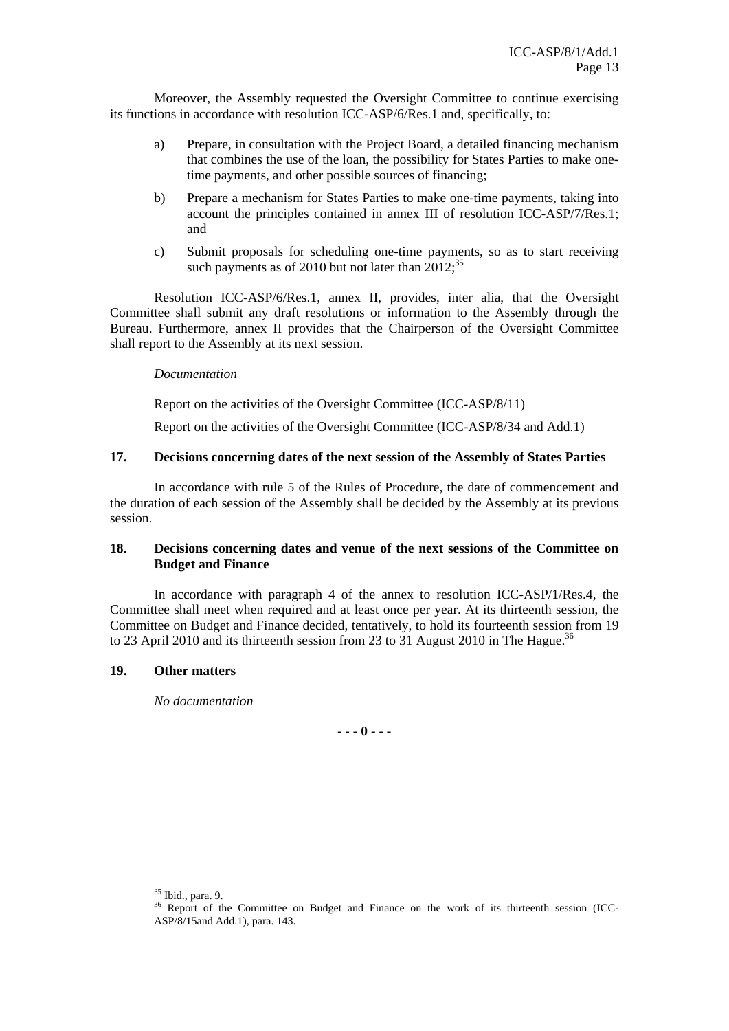Moreover, the Assembly requested the Oversight Committee to continue exercising its functions in accordance with resolution ICC-ASP/6/Res.1 and, specifically, to:

a) Prepare, in consultation with the Project Board, a detailed financing mechanism that combines the use of the loan, the possibility for States Parties to make one-time payments, and other possible sources of financing;

b) Prepare a mechanism for States Parties to make one-time payments, taking into account the principles contained in annex III of resolution ICC-ASP/7/Res.1; and

c) Submit proposals for scheduling one-time payments, so as to start receiving such payments as of 2010 but not later than 2012;[35]

Resolution ICC-ASP/6/Res.1, annex II, provides, inter alia, that the Oversight Committee shall submit any draft resolutions or information to the Assembly through the Bureau. Furthermore, annex II provides that the Chairperson of the Oversight Committee shall report to the Assembly at its next session.

*Documentation*

Report on the activities of the Oversight Committee (ICC-ASP/8/11)

Report on the activities of the Oversight Committee (ICC-ASP/8/34 and Add.1)

## 17. Decisions concerning dates of the next session of the Assembly of States Parties

In accordance with rule 5 of the Rules of Procedure, the date of commencement and the duration of each session of the Assembly shall be decided by the Assembly at its previous session.

## 18. Decisions concerning dates and venue of the next sessions of the Committee on Budget and Finance

In accordance with paragraph 4 of the annex to resolution ICC-ASP/1/Res.4, the Committee shall meet when required and at least once per year. At its thirteenth session, the Committee on Budget and Finance decided, tentatively, to hold its fourteenth session from 19 to 23 April 2010 and its thirteenth session from 23 to 31 August 2010 in The Hague.[36]

## 19. Other matters

*No documentation*

**- - - 0 - - -**

---

[35] Ibid., para. 9.

[36] Report of the Committee on Budget and Finance on the work of its thirteenth session (ICC-ASP/8/15and Add.1), para. 143.